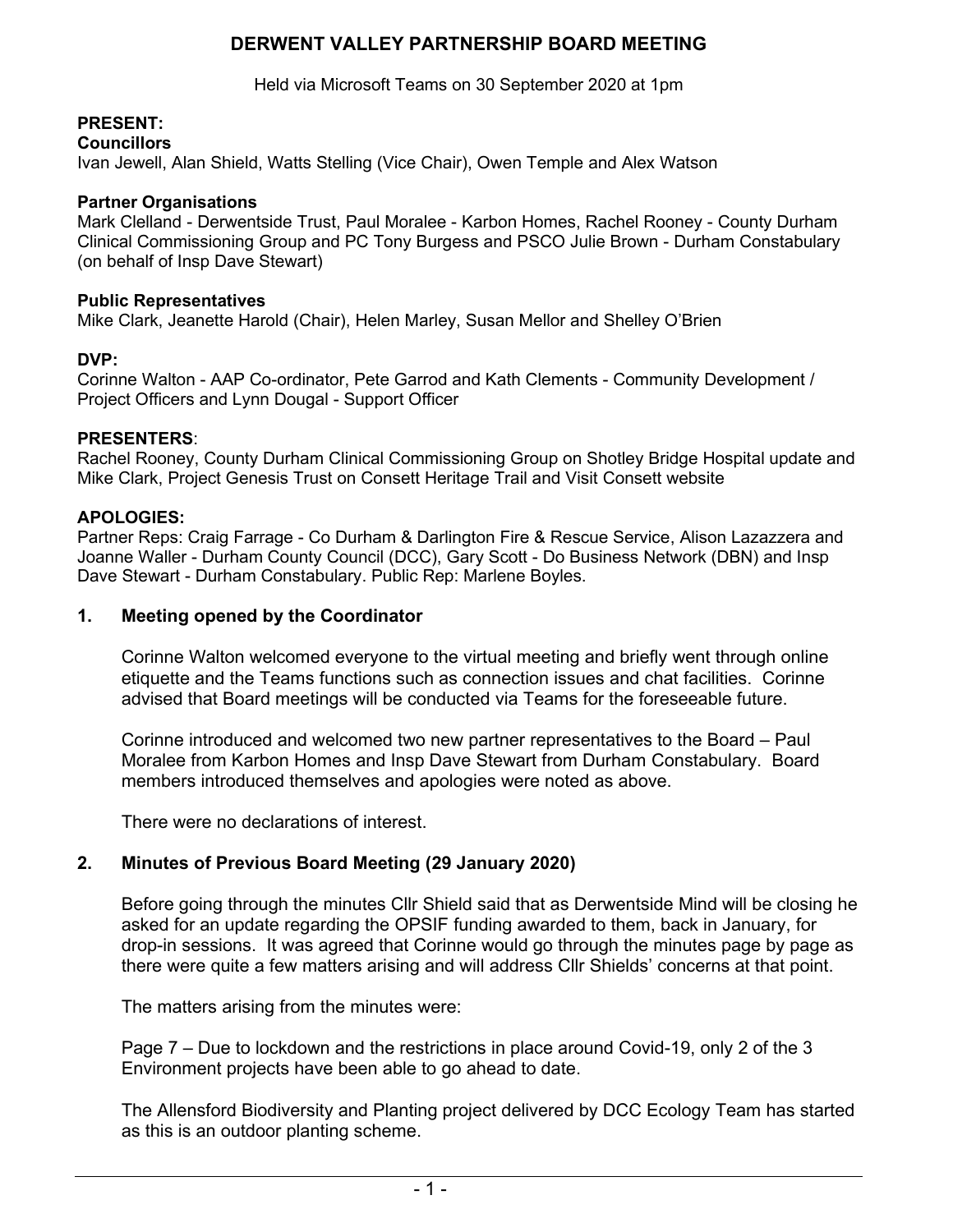# DERWENT VALLEY PARTNERSHIP BOARD MEETING

Held via Microsoft Teams on 30 September 2020 at 1pm

**PRESENT:**

**Councillors**

Ivan Jewell, Alan Shield, Watts Stelling (Vice Chair), Owen Temple and Alex Watson

**Partner Organisations**

Mark Clelland - Derwentside Trust, Paul Moralee - Karbon Homes, Rachel Rooney - County Durham Clinical Commissioning Group and PC Tony Burgess and PSCO Julie Brown - Durham Constabulary (on behalf of Insp Dave Stewart)

**Public Representatives**

Mike Clark, Jeanette Harold (Chair), Helen Marley, Susan Mellor and Shelley O'Brien

**DVP:**

Corinne Walton - AAP Co-ordinator, Pete Garrod and Kath Clements - Community Development / Project Officers and Lynn Dougal - Support Officer

**PRESENTERS**:

Rachel Rooney, County Durham Clinical Commissioning Group on Shotley Bridge Hospital update and Mike Clark, Project Genesis Trust on Consett Heritage Trail and Visit Consett website

**APOLOGIES:**

Partner Reps: Craig Farrage - Co Durham & Darlington Fire & Rescue Service, Alison Lazazzera and Joanne Waller - Durham County Council (DCC), Gary Scott - Do Business Network (DBN) and Insp Dave Stewart - Durham Constabulary. Public Rep: Marlene Boyles.

## 1. Meeting opened by the Coordinator

Corinne Walton welcomed everyone to the virtual meeting and briefly went through online etiquette and the Teams functions such as connection issues and chat facilities. Corinne advised that Board meetings will be conducted via Teams for the foreseeable future.

Corinne introduced and welcomed two new partner representatives to the Board – Paul Moralee from Karbon Homes and Insp Dave Stewart from Durham Constabulary. Board members introduced themselves and apologies were noted as above.

There were no declarations of interest.

## 2. Minutes of Previous Board Meeting (29 January 2020)

Before going through the minutes Cllr Shield said that as Derwentside Mind will be closing he asked for an update regarding the OPSIF funding awarded to them, back in January, for drop-in sessions. It was agreed that Corinne would go through the minutes page by page as there were quite a few matters arising and will address Cllr Shields' concerns at that point.

The matters arising from the minutes were:

Page 7 – Due to lockdown and the restrictions in place around Covid-19, only 2 of the 3 Environment projects have been able to go ahead to date.

The Allensford Biodiversity and Planting project delivered by DCC Ecology Team has started as this is an outdoor planting scheme.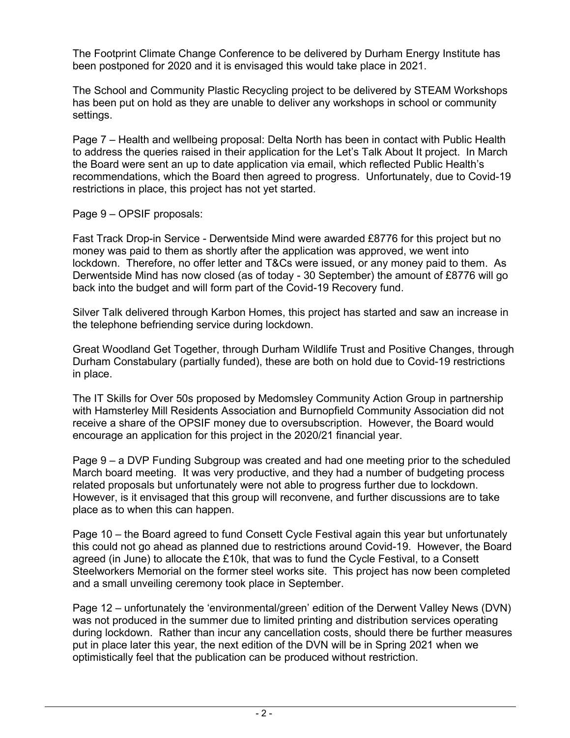The Footprint Climate Change Conference to be delivered by Durham Energy Institute has been postponed for 2020 and it is envisaged this would take place in 2021.

The School and Community Plastic Recycling project to be delivered by STEAM Workshops has been put on hold as they are unable to deliver any workshops in school or community settings.

Page 7 – Health and wellbeing proposal: Delta North has been in contact with Public Health to address the queries raised in their application for the Let's Talk About It project. In March the Board were sent an up to date application via email, which reflected Public Health's recommendations, which the Board then agreed to progress. Unfortunately, due to Covid-19 restrictions in place, this project has not yet started.

Page 9 – OPSIF proposals:

Fast Track Drop-in Service - Derwentside Mind were awarded £8776 for this project but no money was paid to them as shortly after the application was approved, we went into lockdown. Therefore, no offer letter and T&Cs were issued, or any money paid to them. As Derwentside Mind has now closed (as of today - 30 September) the amount of £8776 will go back into the budget and will form part of the Covid-19 Recovery fund.

Silver Talk delivered through Karbon Homes, this project has started and saw an increase in the telephone befriending service during lockdown.

Great Woodland Get Together, through Durham Wildlife Trust and Positive Changes, through Durham Constabulary (partially funded), these are both on hold due to Covid-19 restrictions in place.

The IT Skills for Over 50s proposed by Medomsley Community Action Group in partnership with Hamsterley Mill Residents Association and Burnopfield Community Association did not receive a share of the OPSIF money due to oversubscription. However, the Board would encourage an application for this project in the 2020/21 financial year.

Page 9 – a DVP Funding Subgroup was created and had one meeting prior to the scheduled March board meeting. It was very productive, and they had a number of budgeting process related proposals but unfortunately were not able to progress further due to lockdown. However, is it envisaged that this group will reconvene, and further discussions are to take place as to when this can happen.

Page 10 – the Board agreed to fund Consett Cycle Festival again this year but unfortunately this could not go ahead as planned due to restrictions around Covid-19. However, the Board agreed (in June) to allocate the £10k, that was to fund the Cycle Festival, to a Consett Steelworkers Memorial on the former steel works site. This project has now been completed and a small unveiling ceremony took place in September.

Page 12 – unfortunately the 'environmental/green' edition of the Derwent Valley News (DVN) was not produced in the summer due to limited printing and distribution services operating during lockdown. Rather than incur any cancellation costs, should there be further measures put in place later this year, the next edition of the DVN will be in Spring 2021 when we optimistically feel that the publication can be produced without restriction.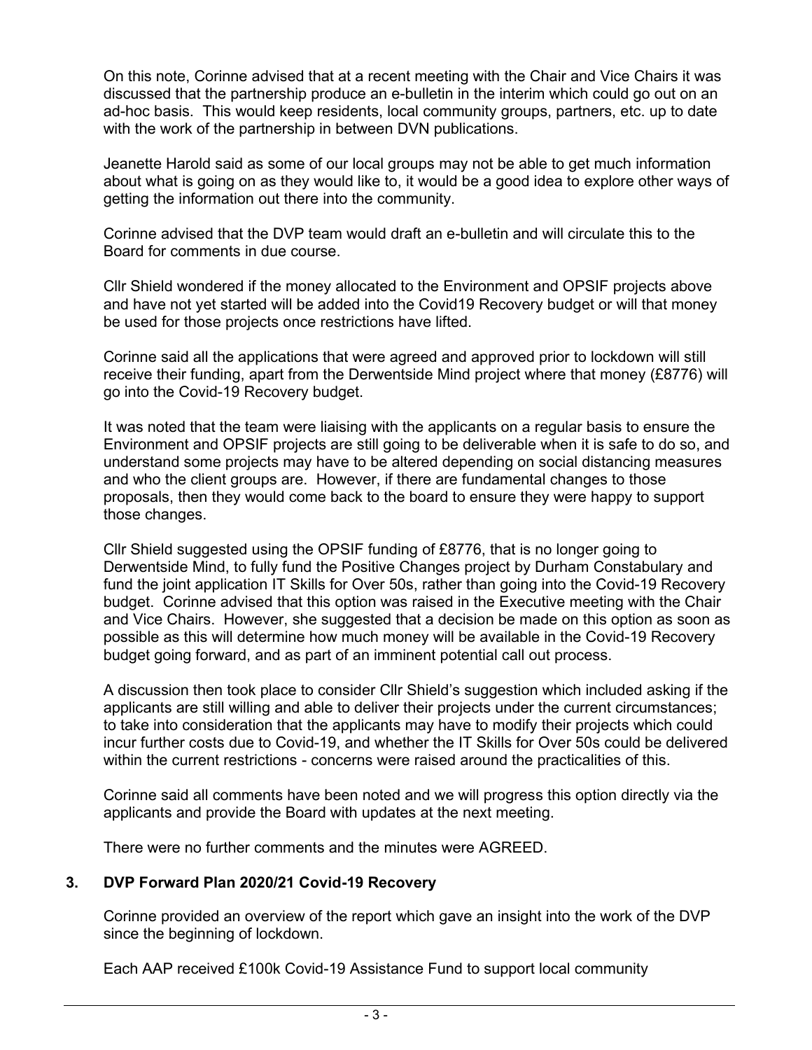On this note, Corinne advised that at a recent meeting with the Chair and Vice Chairs it was discussed that the partnership produce an e-bulletin in the interim which could go out on an ad-hoc basis. This would keep residents, local community groups, partners, etc. up to date with the work of the partnership in between DVN publications.

Jeanette Harold said as some of our local groups may not be able to get much information about what is going on as they would like to, it would be a good idea to explore other ways of getting the information out there into the community.

Corinne advised that the DVP team would draft an e-bulletin and will circulate this to the Board for comments in due course.

Cllr Shield wondered if the money allocated to the Environment and OPSIF projects above and have not yet started will be added into the Covid19 Recovery budget or will that money be used for those projects once restrictions have lifted.

Corinne said all the applications that were agreed and approved prior to lockdown will still receive their funding, apart from the Derwentside Mind project where that money (£8776) will go into the Covid-19 Recovery budget.

It was noted that the team were liaising with the applicants on a regular basis to ensure the Environment and OPSIF projects are still going to be deliverable when it is safe to do so, and understand some projects may have to be altered depending on social distancing measures and who the client groups are. However, if there are fundamental changes to those proposals, then they would come back to the board to ensure they were happy to support those changes.

Cllr Shield suggested using the OPSIF funding of £8776, that is no longer going to Derwentside Mind, to fully fund the Positive Changes project by Durham Constabulary and fund the joint application IT Skills for Over 50s, rather than going into the Covid-19 Recovery budget. Corinne advised that this option was raised in the Executive meeting with the Chair and Vice Chairs. However, she suggested that a decision be made on this option as soon as possible as this will determine how much money will be available in the Covid-19 Recovery budget going forward, and as part of an imminent potential call out process.

A discussion then took place to consider Cllr Shield's suggestion which included asking if the applicants are still willing and able to deliver their projects under the current circumstances; to take into consideration that the applicants may have to modify their projects which could incur further costs due to Covid-19, and whether the IT Skills for Over 50s could be delivered within the current restrictions - concerns were raised around the practicalities of this.

Corinne said all comments have been noted and we will progress this option directly via the applicants and provide the Board with updates at the next meeting.

There were no further comments and the minutes were AGREED.

### 3. DVP Forward Plan 2020/21 Covid-19 Recovery

Corinne provided an overview of the report which gave an insight into the work of the DVP since the beginning of lockdown.

Each AAP received £100k Covid-19 Assistance Fund to support local community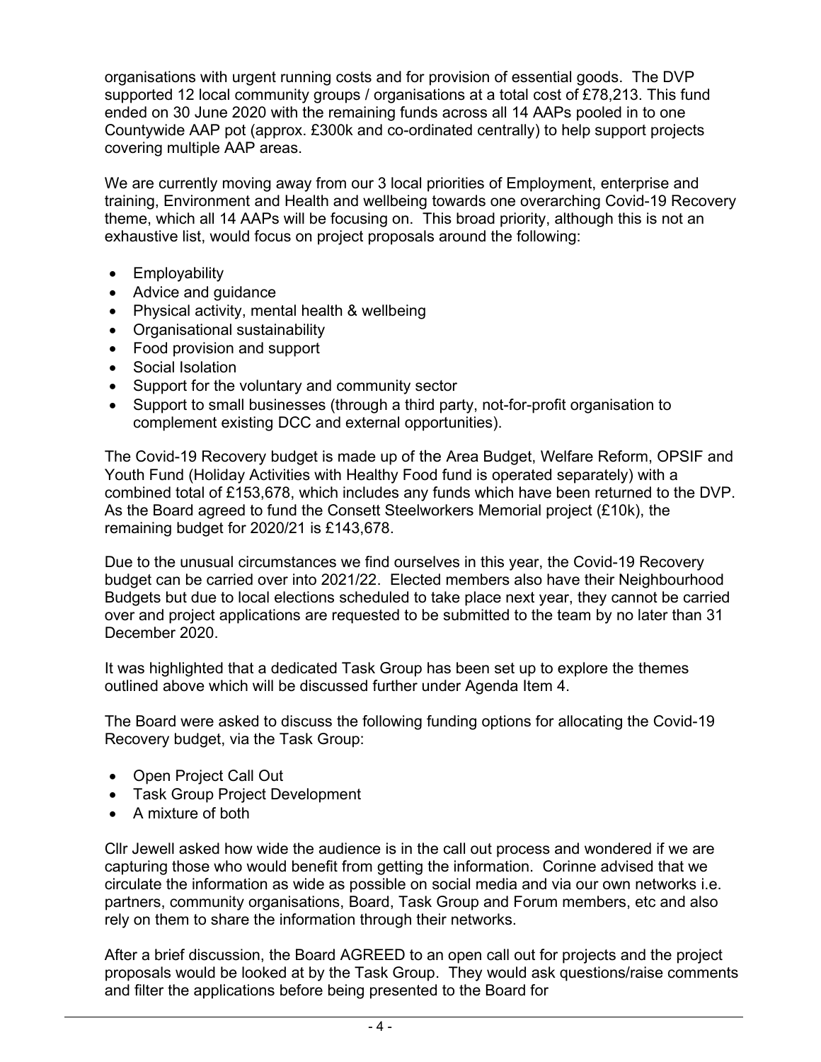organisations with urgent running costs and for provision of essential goods. The DVP supported 12 local community groups / organisations at a total cost of £78,213. This fund ended on 30 June 2020 with the remaining funds across all 14 AAPs pooled in to one Countywide AAP pot (approx. £300k and co-ordinated centrally) to help support projects covering multiple AAP areas.

We are currently moving away from our 3 local priorities of Employment, enterprise and training, Environment and Health and wellbeing towards one overarching Covid-19 Recovery theme, which all 14 AAPs will be focusing on. This broad priority, although this is not an exhaustive list, would focus on project proposals around the following:

- Employability
- Advice and guidance
- Physical activity, mental health & wellbeing
- Organisational sustainability
- Food provision and support
- Social Isolation
- Support for the voluntary and community sector
- Support to small businesses (through a third party, not-for-profit organisation to complement existing DCC and external opportunities).

The Covid-19 Recovery budget is made up of the Area Budget, Welfare Reform, OPSIF and Youth Fund (Holiday Activities with Healthy Food fund is operated separately) with a combined total of £153,678, which includes any funds which have been returned to the DVP. As the Board agreed to fund the Consett Steelworkers Memorial project (£10k), the remaining budget for 2020/21 is £143,678.

Due to the unusual circumstances we find ourselves in this year, the Covid-19 Recovery budget can be carried over into 2021/22. Elected members also have their Neighbourhood Budgets but due to local elections scheduled to take place next year, they cannot be carried over and project applications are requested to be submitted to the team by no later than 31 December 2020.

It was highlighted that a dedicated Task Group has been set up to explore the themes outlined above which will be discussed further under Agenda Item 4.

The Board were asked to discuss the following funding options for allocating the Covid-19 Recovery budget, via the Task Group:

- Open Project Call Out
- Task Group Project Development
- A mixture of both

Cllr Jewell asked how wide the audience is in the call out process and wondered if we are capturing those who would benefit from getting the information. Corinne advised that we circulate the information as wide as possible on social media and via our own networks i.e. partners, community organisations, Board, Task Group and Forum members, etc and also rely on them to share the information through their networks.

After a brief discussion, the Board AGREED to an open call out for projects and the project proposals would be looked at by the Task Group. They would ask questions/raise comments and filter the applications before being presented to the Board for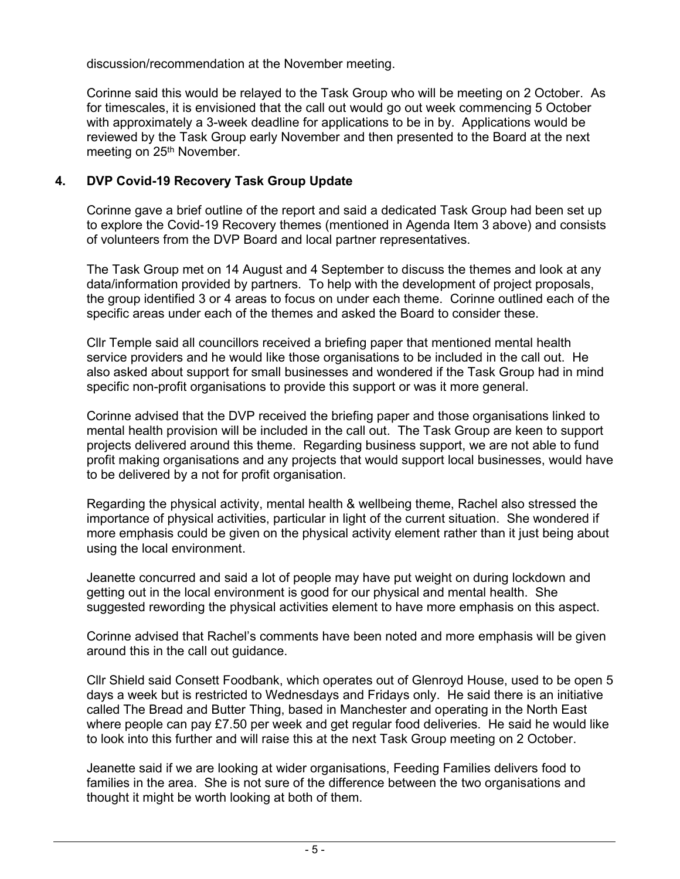discussion/recommendation at the November meeting.

Corinne said this would be relayed to the Task Group who will be meeting on 2 October. As for timescales, it is envisioned that the call out would go out week commencing 5 October with approximately a 3-week deadline for applications to be in by. Applications would be reviewed by the Task Group early November and then presented to the Board at the next meeting on 25th November.

## 4. DVP Covid-19 Recovery Task Group Update

Corinne gave a brief outline of the report and said a dedicated Task Group had been set up to explore the Covid-19 Recovery themes (mentioned in Agenda Item 3 above) and consists of volunteers from the DVP Board and local partner representatives.

The Task Group met on 14 August and 4 September to discuss the themes and look at any data/information provided by partners. To help with the development of project proposals, the group identified 3 or 4 areas to focus on under each theme. Corinne outlined each of the specific areas under each of the themes and asked the Board to consider these.

Cllr Temple said all councillors received a briefing paper that mentioned mental health service providers and he would like those organisations to be included in the call out. He also asked about support for small businesses and wondered if the Task Group had in mind specific non-profit organisations to provide this support or was it more general.

Corinne advised that the DVP received the briefing paper and those organisations linked to mental health provision will be included in the call out. The Task Group are keen to support projects delivered around this theme. Regarding business support, we are not able to fund profit making organisations and any projects that would support local businesses, would have to be delivered by a not for profit organisation.

Regarding the physical activity, mental health & wellbeing theme, Rachel also stressed the importance of physical activities, particular in light of the current situation. She wondered if more emphasis could be given on the physical activity element rather than it just being about using the local environment.

Jeanette concurred and said a lot of people may have put weight on during lockdown and getting out in the local environment is good for our physical and mental health. She suggested rewording the physical activities element to have more emphasis on this aspect.

Corinne advised that Rachel's comments have been noted and more emphasis will be given around this in the call out guidance.

Cllr Shield said Consett Foodbank, which operates out of Glenroyd House, used to be open 5 days a week but is restricted to Wednesdays and Fridays only. He said there is an initiative called The Bread and Butter Thing, based in Manchester and operating in the North East where people can pay £7.50 per week and get regular food deliveries. He said he would like to look into this further and will raise this at the next Task Group meeting on 2 October.

Jeanette said if we are looking at wider organisations, Feeding Families delivers food to families in the area. She is not sure of the difference between the two organisations and thought it might be worth looking at both of them.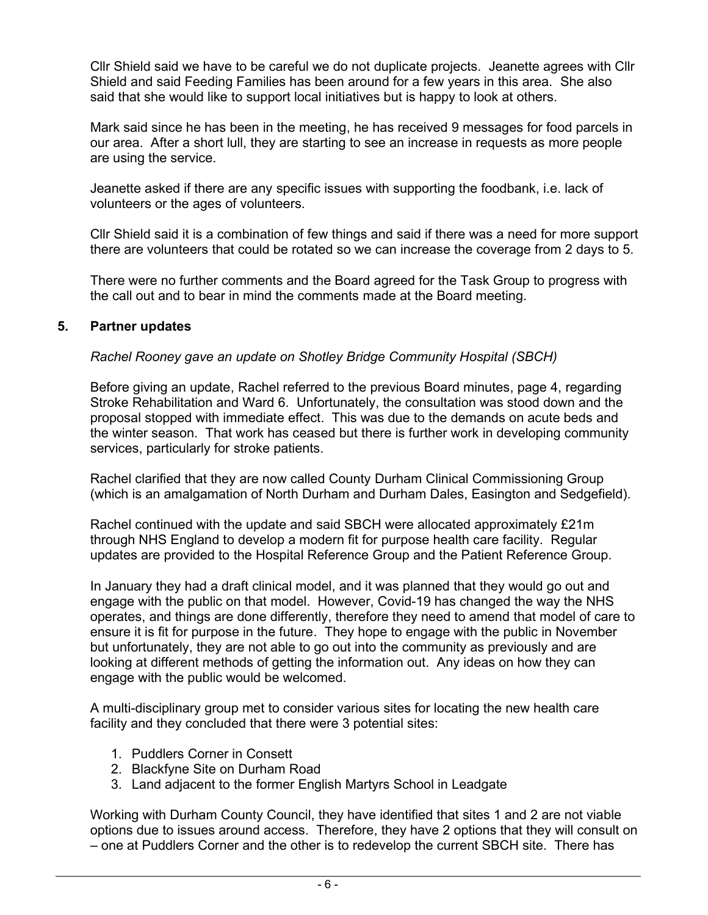Cllr Shield said we have to be careful we do not duplicate projects. Jeanette agrees with Cllr Shield and said Feeding Families has been around for a few years in this area. She also said that she would like to support local initiatives but is happy to look at others.

Mark said since he has been in the meeting, he has received 9 messages for food parcels in our area. After a short lull, they are starting to see an increase in requests as more people are using the service.

Jeanette asked if there are any specific issues with supporting the foodbank, i.e. lack of volunteers or the ages of volunteers.

Cllr Shield said it is a combination of few things and said if there was a need for more support there are volunteers that could be rotated so we can increase the coverage from 2 days to 5.

There were no further comments and the Board agreed for the Task Group to progress with the call out and to bear in mind the comments made at the Board meeting.

## 5. Partner updates

*Rachel Rooney gave an update on Shotley Bridge Community Hospital (SBCH)*

Before giving an update, Rachel referred to the previous Board minutes, page 4, regarding Stroke Rehabilitation and Ward 6. Unfortunately, the consultation was stood down and the proposal stopped with immediate effect. This was due to the demands on acute beds and the winter season. That work has ceased but there is further work in developing community services, particularly for stroke patients.

Rachel clarified that they are now called County Durham Clinical Commissioning Group (which is an amalgamation of North Durham and Durham Dales, Easington and Sedgefield).

Rachel continued with the update and said SBCH were allocated approximately £21m through NHS England to develop a modern fit for purpose health care facility. Regular updates are provided to the Hospital Reference Group and the Patient Reference Group.

In January they had a draft clinical model, and it was planned that they would go out and engage with the public on that model. However, Covid-19 has changed the way the NHS operates, and things are done differently, therefore they need to amend that model of care to ensure it is fit for purpose in the future. They hope to engage with the public in November but unfortunately, they are not able to go out into the community as previously and are looking at different methods of getting the information out. Any ideas on how they can engage with the public would be welcomed.

A multi-disciplinary group met to consider various sites for locating the new health care facility and they concluded that there were 3 potential sites:

1. Puddlers Corner in Consett
2. Blackfyne Site on Durham Road
3. Land adjacent to the former English Martyrs School in Leadgate

Working with Durham County Council, they have identified that sites 1 and 2 are not viable options due to issues around access. Therefore, they have 2 options that they will consult on – one at Puddlers Corner and the other is to redevelop the current SBCH site. There has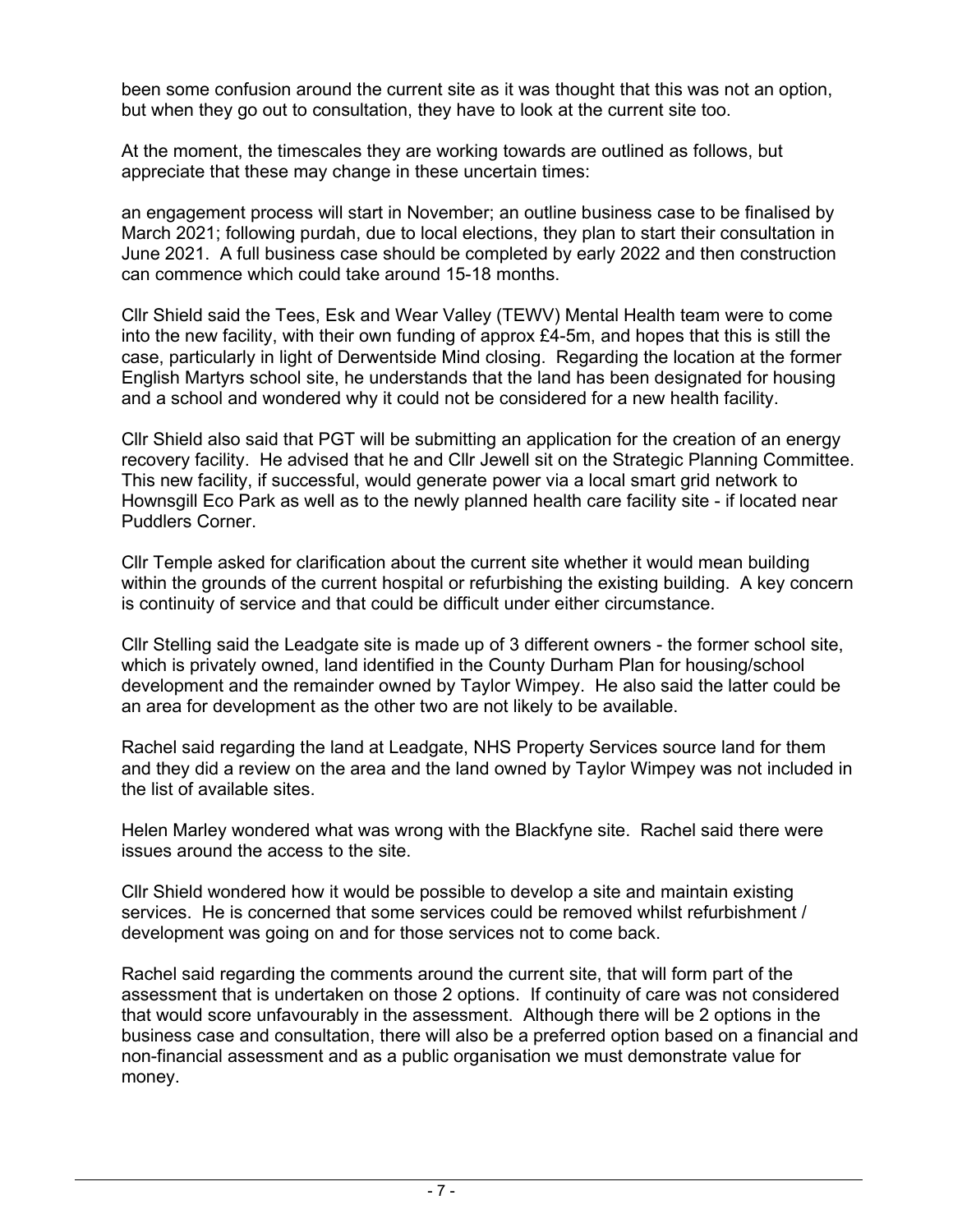been some confusion around the current site as it was thought that this was not an option, but when they go out to consultation, they have to look at the current site too.

At the moment, the timescales they are working towards are outlined as follows, but appreciate that these may change in these uncertain times:

an engagement process will start in November; an outline business case to be finalised by March 2021; following purdah, due to local elections, they plan to start their consultation in June 2021. A full business case should be completed by early 2022 and then construction can commence which could take around 15-18 months.

Cllr Shield said the Tees, Esk and Wear Valley (TEWV) Mental Health team were to come into the new facility, with their own funding of approx £4-5m, and hopes that this is still the case, particularly in light of Derwentside Mind closing. Regarding the location at the former English Martyrs school site, he understands that the land has been designated for housing and a school and wondered why it could not be considered for a new health facility.

Cllr Shield also said that PGT will be submitting an application for the creation of an energy recovery facility. He advised that he and Cllr Jewell sit on the Strategic Planning Committee. This new facility, if successful, would generate power via a local smart grid network to Hownsgill Eco Park as well as to the newly planned health care facility site - if located near Puddlers Corner.

Cllr Temple asked for clarification about the current site whether it would mean building within the grounds of the current hospital or refurbishing the existing building. A key concern is continuity of service and that could be difficult under either circumstance.

Cllr Stelling said the Leadgate site is made up of 3 different owners - the former school site, which is privately owned, land identified in the County Durham Plan for housing/school development and the remainder owned by Taylor Wimpey. He also said the latter could be an area for development as the other two are not likely to be available.

Rachel said regarding the land at Leadgate, NHS Property Services source land for them and they did a review on the area and the land owned by Taylor Wimpey was not included in the list of available sites.

Helen Marley wondered what was wrong with the Blackfyne site. Rachel said there were issues around the access to the site.

Cllr Shield wondered how it would be possible to develop a site and maintain existing services. He is concerned that some services could be removed whilst refurbishment / development was going on and for those services not to come back.

Rachel said regarding the comments around the current site, that will form part of the assessment that is undertaken on those 2 options. If continuity of care was not considered that would score unfavourably in the assessment. Although there will be 2 options in the business case and consultation, there will also be a preferred option based on a financial and non-financial assessment and as a public organisation we must demonstrate value for money.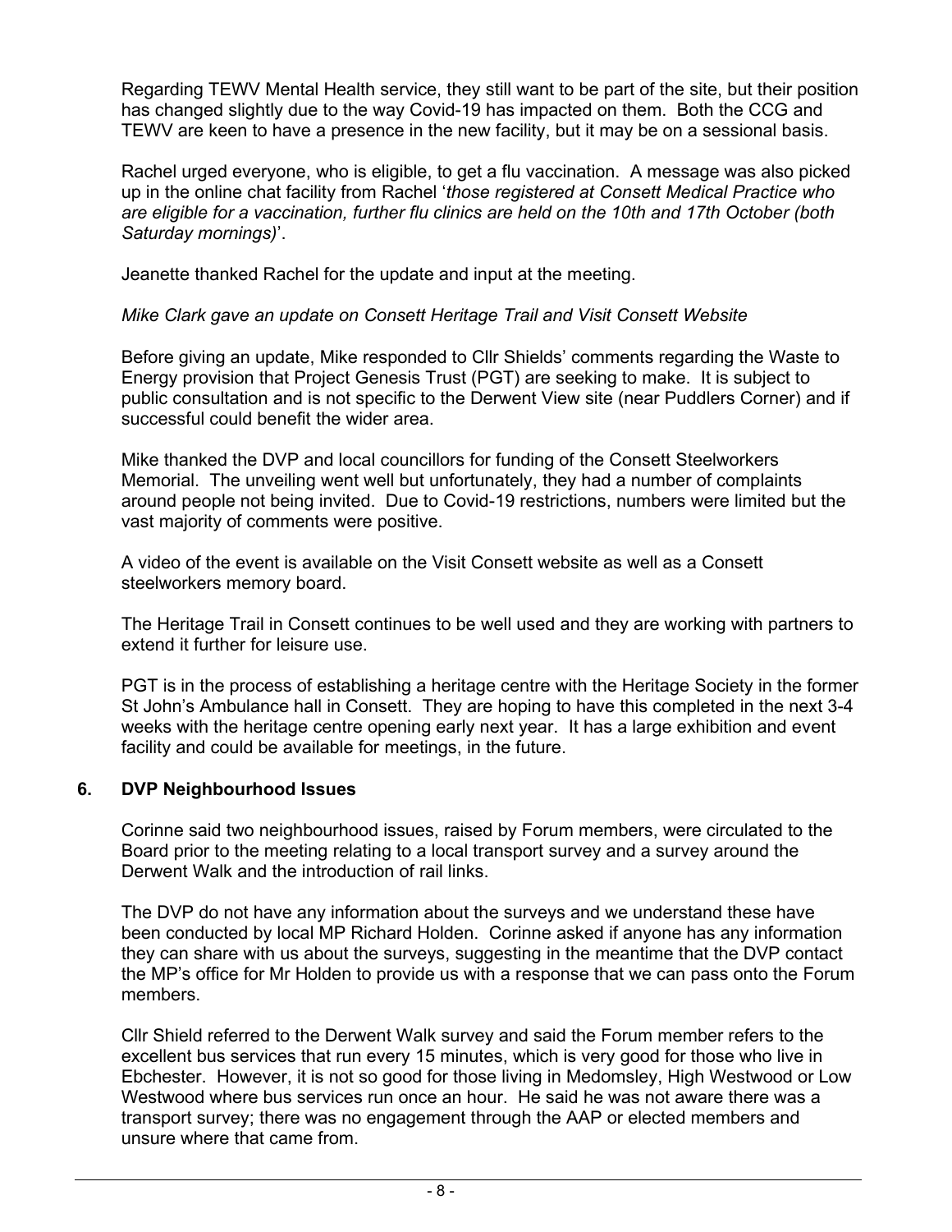Regarding TEWV Mental Health service, they still want to be part of the site, but their position has changed slightly due to the way Covid-19 has impacted on them. Both the CCG and TEWV are keen to have a presence in the new facility, but it may be on a sessional basis.

Rachel urged everyone, who is eligible, to get a flu vaccination. A message was also picked up in the online chat facility from Rachel '*those registered at Consett Medical Practice who are eligible for a vaccination, further flu clinics are held on the 10th and 17th October (both Saturday mornings)*'.

Jeanette thanked Rachel for the update and input at the meeting.

*Mike Clark gave an update on Consett Heritage Trail and Visit Consett Website*

Before giving an update, Mike responded to Cllr Shields' comments regarding the Waste to Energy provision that Project Genesis Trust (PGT) are seeking to make. It is subject to public consultation and is not specific to the Derwent View site (near Puddlers Corner) and if successful could benefit the wider area.

Mike thanked the DVP and local councillors for funding of the Consett Steelworkers Memorial. The unveiling went well but unfortunately, they had a number of complaints around people not being invited. Due to Covid-19 restrictions, numbers were limited but the vast majority of comments were positive.

A video of the event is available on the Visit Consett website as well as a Consett steelworkers memory board.

The Heritage Trail in Consett continues to be well used and they are working with partners to extend it further for leisure use.

PGT is in the process of establishing a heritage centre with the Heritage Society in the former St John's Ambulance hall in Consett. They are hoping to have this completed in the next 3-4 weeks with the heritage centre opening early next year. It has a large exhibition and event facility and could be available for meetings, in the future.

## 6. DVP Neighbourhood Issues

Corinne said two neighbourhood issues, raised by Forum members, were circulated to the Board prior to the meeting relating to a local transport survey and a survey around the Derwent Walk and the introduction of rail links.

The DVP do not have any information about the surveys and we understand these have been conducted by local MP Richard Holden. Corinne asked if anyone has any information they can share with us about the surveys, suggesting in the meantime that the DVP contact the MP's office for Mr Holden to provide us with a response that we can pass onto the Forum members.

Cllr Shield referred to the Derwent Walk survey and said the Forum member refers to the excellent bus services that run every 15 minutes, which is very good for those who live in Ebchester. However, it is not so good for those living in Medomsley, High Westwood or Low Westwood where bus services run once an hour. He said he was not aware there was a transport survey; there was no engagement through the AAP or elected members and unsure where that came from.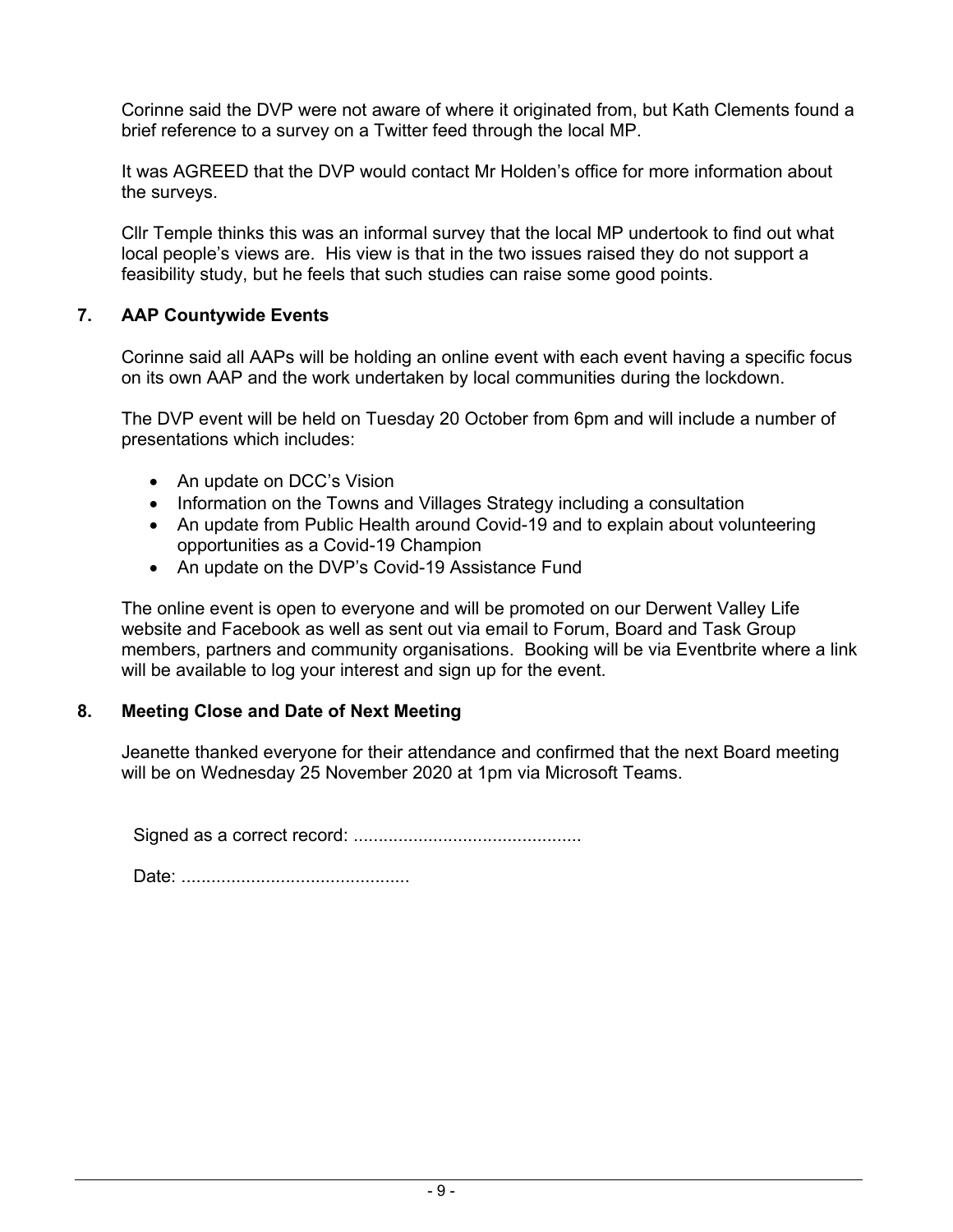Corinne said the DVP were not aware of where it originated from, but Kath Clements found a brief reference to a survey on a Twitter feed through the local MP.

It was AGREED that the DVP would contact Mr Holden's office for more information about the surveys.

Cllr Temple thinks this was an informal survey that the local MP undertook to find out what local people's views are. His view is that in the two issues raised they do not support a feasibility study, but he feels that such studies can raise some good points.

## 7. AAP Countywide Events

Corinne said all AAPs will be holding an online event with each event having a specific focus on its own AAP and the work undertaken by local communities during the lockdown.

The DVP event will be held on Tuesday 20 October from 6pm and will include a number of presentations which includes:

- An update on DCC's Vision
- Information on the Towns and Villages Strategy including a consultation
- An update from Public Health around Covid-19 and to explain about volunteering opportunities as a Covid-19 Champion
- An update on the DVP's Covid-19 Assistance Fund

The online event is open to everyone and will be promoted on our Derwent Valley Life website and Facebook as well as sent out via email to Forum, Board and Task Group members, partners and community organisations. Booking will be via Eventbrite where a link will be available to log your interest and sign up for the event.

## 8. Meeting Close and Date of Next Meeting

Jeanette thanked everyone for their attendance and confirmed that the next Board meeting will be on Wednesday 25 November 2020 at 1pm via Microsoft Teams.

Signed as a correct record: .............................................

Date: .............................................